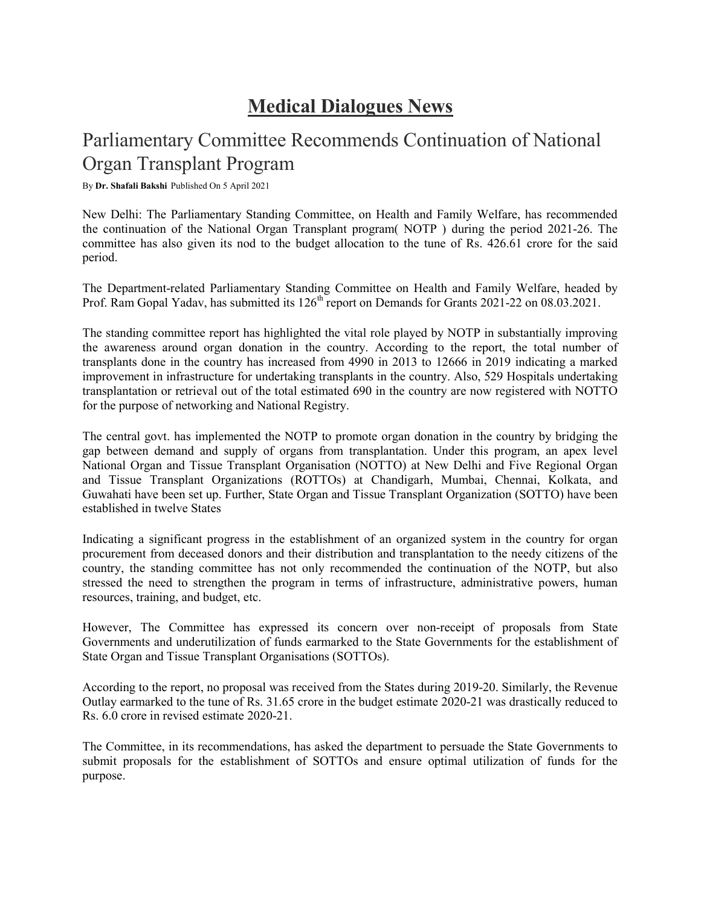# Medical Dialogues News

## Parliamentary Committee Recommends Continuation of National Organ Transplant Program

By **Dr. Shafali Bakshi** Published On 5 April 2021

New Delhi: The Parliamentary Standing Committee, on Health and Family Welfare, has recommended the continuation of the National Organ Transplant program( NOTP ) during the period 2021-26. The committee has also given its nod to the budget allocation to the tune of Rs. 426.61 crore for the said period.

The Department-related Parliamentary Standing Committee on Health and Family Welfare, headed by Prof. Ram Gopal Yadav, has submitted its 126th report on Demands for Grants 2021-22 on 08.03.2021.

The standing committee report has highlighted the vital role played by NOTP in substantially improving the awareness around organ donation in the country. According to the report, the total number of transplants done in the country has increased from 4990 in 2013 to 12666 in 2019 indicating a marked improvement in infrastructure for undertaking transplants in the country. Also, 529 Hospitals undertaking transplantation or retrieval out of the total estimated 690 in the country are now registered with NOTTO for the purpose of networking and National Registry.

The central govt. has implemented the NOTP to promote organ donation in the country by bridging the gap between demand and supply of organs from transplantation. Under this program, an apex level National Organ and Tissue Transplant Organisation (NOTTO) at New Delhi and Five Regional Organ and Tissue Transplant Organizations (ROTTOs) at Chandigarh, Mumbai, Chennai, Kolkata, and Guwahati have been set up. Further, State Organ and Tissue Transplant Organization (SOTTO) have been established in twelve States

Indicating a significant progress in the establishment of an organized system in the country for organ procurement from deceased donors and their distribution and transplantation to the needy citizens of the country, the standing committee has not only recommended the continuation of the NOTP, but also stressed the need to strengthen the program in terms of infrastructure, administrative powers, human resources, training, and budget, etc.

However, The Committee has expressed its concern over non-receipt of proposals from State Governments and underutilization of funds earmarked to the State Governments for the establishment of State Organ and Tissue Transplant Organisations (SOTTOs).

According to the report, no proposal was received from the States during 2019-20. Similarly, the Revenue Outlay earmarked to the tune of Rs. 31.65 crore in the budget estimate 2020-21 was drastically reduced to Rs. 6.0 crore in revised estimate 2020-21.

The Committee, in its recommendations, has asked the department to persuade the State Governments to submit proposals for the establishment of SOTTOs and ensure optimal utilization of funds for the purpose.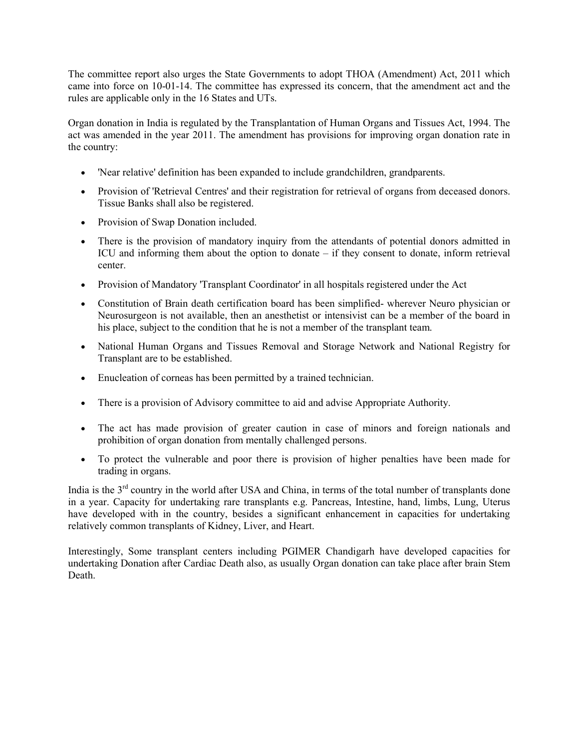The committee report also urges the State Governments to adopt THOA (Amendment) Act, 2011 which came into force on 10-01-14. The committee has expressed its concern, that the amendment act and the rules are applicable only in the 16 States and UTs.

Organ donation in India is regulated by the Transplantation of Human Organs and Tissues Act, 1994. The act was amended in the year 2011. The amendment has provisions for improving organ donation rate in the country:

- 'Near relative' definition has been expanded to include grandchildren, grandparents.
- Provision of 'Retrieval Centres' and their registration for retrieval of organs from deceased donors. Tissue Banks shall also be registered.
- Provision of Swap Donation included.
- There is the provision of mandatory inquiry from the attendants of potential donors admitted in ICU and informing them about the option to donate – if they consent to donate, inform retrieval center.
- Provision of Mandatory 'Transplant Coordinator' in all hospitals registered under the Act
- Constitution of Brain death certification board has been simplified- wherever Neuro physician or Neurosurgeon is not available, then an anesthetist or intensivist can be a member of the board in his place, subject to the condition that he is not a member of the transplant team.
- National Human Organs and Tissues Removal and Storage Network and National Registry for Transplant are to be established.
- Enucleation of corneas has been permitted by a trained technician.
- There is a provision of Advisory committee to aid and advise Appropriate Authority.
- The act has made provision of greater caution in case of minors and foreign nationals and prohibition of organ donation from mentally challenged persons.
- To protect the vulnerable and poor there is provision of higher penalties have been made for trading in organs.

India is the 3rd country in the world after USA and China, in terms of the total number of transplants done in a year. Capacity for undertaking rare transplants e.g. Pancreas, Intestine, hand, limbs, Lung, Uterus have developed with in the country, besides a significant enhancement in capacities for undertaking relatively common transplants of Kidney, Liver, and Heart.

Interestingly, Some transplant centers including PGIMER Chandigarh have developed capacities for undertaking Donation after Cardiac Death also, as usually Organ donation can take place after brain Stem Death.